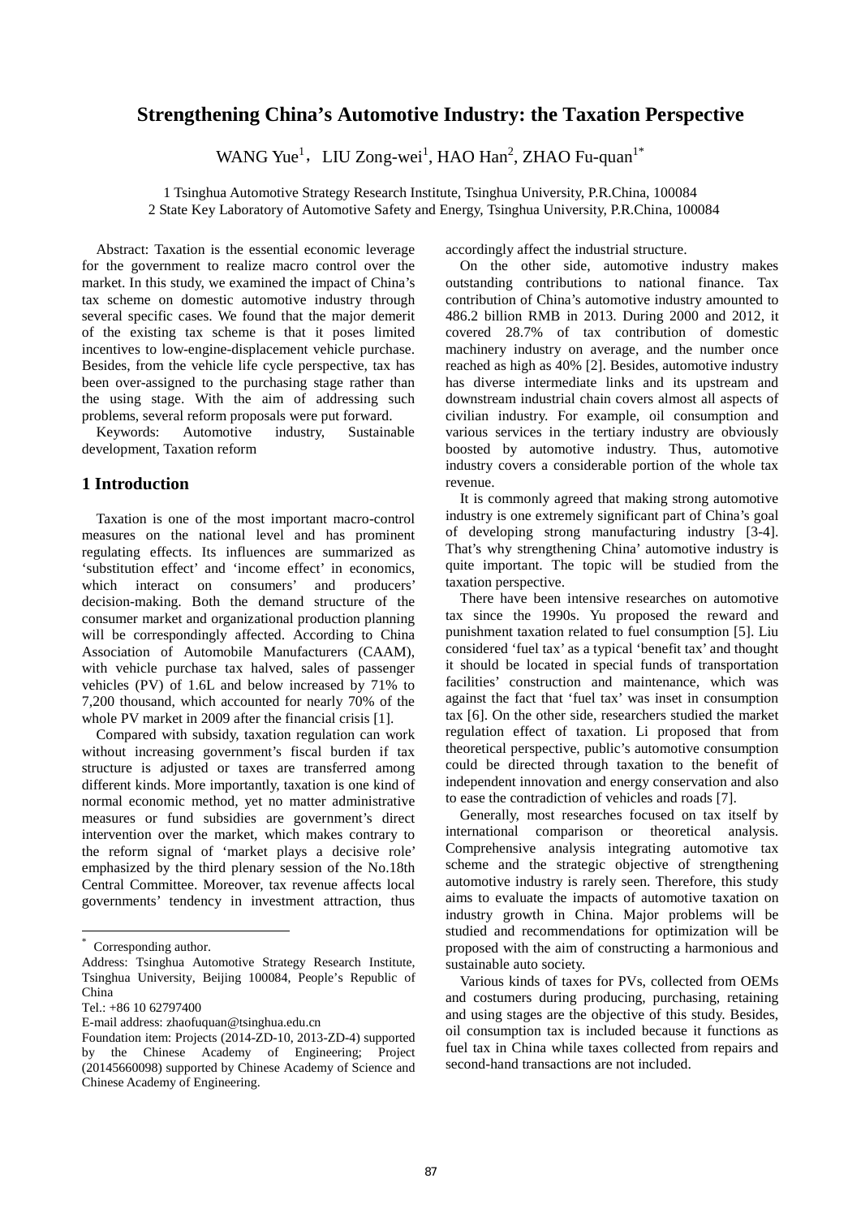# Strengthening China's Automotive Industry: the Taxation Perspective

WANG Yue[1], LIU Zong-wei[1], HAO Han[2], ZHAO Fu-quan[1*]

1 Tsinghua Automotive Strategy Research Institute, Tsinghua University, P.R.China, 100084
2 State Key Laboratory of Automotive Safety and Energy, Tsinghua University, P.R.China, 100084

Abstract: Taxation is the essential economic leverage for the government to realize macro control over the market. In this study, we examined the impact of China's tax scheme on domestic automotive industry through several specific cases. We found that the major demerit of the existing tax scheme is that it poses limited incentives to low-engine-displacement vehicle purchase. Besides, from the vehicle life cycle perspective, tax has been over-assigned to the purchasing stage rather than the using stage. With the aim of addressing such problems, several reform proposals were put forward.

Keywords: Automotive industry, Sustainable development, Taxation reform

## 1 Introduction

Taxation is one of the most important macro-control measures on the national level and has prominent regulating effects. Its influences are summarized as 'substitution effect' and 'income effect' in economics, which interact on consumers' and producers' decision-making. Both the demand structure of the consumer market and organizational production planning will be correspondingly affected. According to China Association of Automobile Manufacturers (CAAM), with vehicle purchase tax halved, sales of passenger vehicles (PV) of 1.6L and below increased by 71% to 7,200 thousand, which accounted for nearly 70% of the whole PV market in 2009 after the financial crisis [1].

Compared with subsidy, taxation regulation can work without increasing government's fiscal burden if tax structure is adjusted or taxes are transferred among different kinds. More importantly, taxation is one kind of normal economic method, yet no matter administrative measures or fund subsidies are government's direct intervention over the market, which makes contrary to the reform signal of 'market plays a decisive role' emphasized by the third plenary session of the No.18th Central Committee. Moreover, tax revenue affects local governments' tendency in investment attraction, thus accordingly affect the industrial structure.

On the other side, automotive industry makes outstanding contributions to national finance. Tax contribution of China's automotive industry amounted to 486.2 billion RMB in 2013. During 2000 and 2012, it covered 28.7% of tax contribution of domestic machinery industry on average, and the number once reached as high as 40% [2]. Besides, automotive industry has diverse intermediate links and its upstream and downstream industrial chain covers almost all aspects of civilian industry. For example, oil consumption and various services in the tertiary industry are obviously boosted by automotive industry. Thus, automotive industry covers a considerable portion of the whole tax revenue.

It is commonly agreed that making strong automotive industry is one extremely significant part of China's goal of developing strong manufacturing industry [3-4]. That's why strengthening China' automotive industry is quite important. The topic will be studied from the taxation perspective.

There have been intensive researches on automotive tax since the 1990s. Yu proposed the reward and punishment taxation related to fuel consumption [5]. Liu considered 'fuel tax' as a typical 'benefit tax' and thought it should be located in special funds of transportation facilities' construction and maintenance, which was against the fact that 'fuel tax' was inset in consumption tax [6]. On the other side, researchers studied the market regulation effect of taxation. Li proposed that from theoretical perspective, public's automotive consumption could be directed through taxation to the benefit of independent innovation and energy conservation and also to ease the contradiction of vehicles and roads [7].

Generally, most researches focused on tax itself by international comparison or theoretical analysis. Comprehensive analysis integrating automotive tax scheme and the strategic objective of strengthening automotive industry is rarely seen. Therefore, this study aims to evaluate the impacts of automotive taxation on industry growth in China. Major problems will be studied and recommendations for optimization will be proposed with the aim of constructing a harmonious and sustainable auto society.

Various kinds of taxes for PVs, collected from OEMs and costumers during producing, purchasing, retaining and using stages are the objective of this study. Besides, oil consumption tax is included because it functions as fuel tax in China while taxes collected from repairs and second-hand transactions are not included.

---

* Corresponding author.
Address: Tsinghua Automotive Strategy Research Institute, Tsinghua University, Beijing 100084, People's Republic of China
Tel.: +86 10 62797400
E-mail address: zhaofuquan@tsinghua.edu.cn
Foundation item: Projects (2014-ZD-10, 2013-ZD-4) supported by the Chinese Academy of Engineering; Project (20145660098) supported by Chinese Academy of Science and Chinese Academy of Engineering.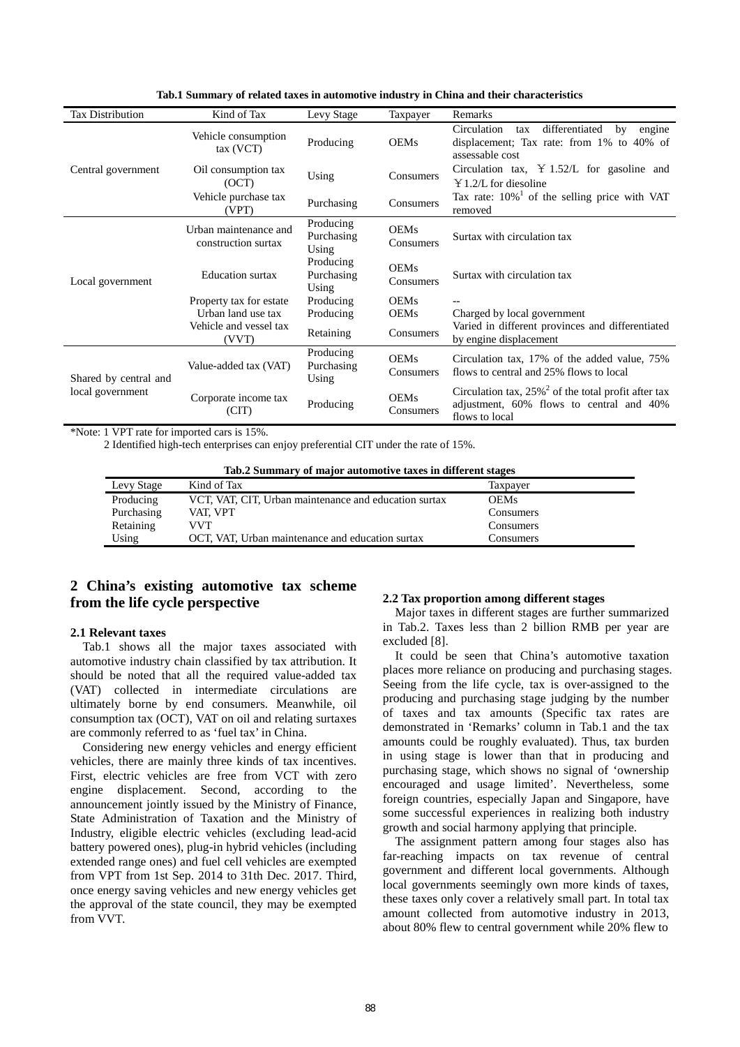**Tab.1 Summary of related taxes in automotive industry in China and their characteristics**

| Tax Distribution | Kind of Tax | Levy Stage | Taxpayer | Remarks |
|---|---|---|---|---|
| Central government | Vehicle consumption tax (VCT) | Producing | OEMs | Circulation tax differentiated by engine displacement; Tax rate: from 1% to 40% of assessable cost |
| | Oil consumption tax (OCT) | Using | Consumers | Circulation tax, ￥1.52/L for gasoline and ￥1.2/L for diesoline |
| | Vehicle purchase tax (VPT) | Purchasing | Consumers | Tax rate: 10%[1] of the selling price with VAT removed |
| Local government | Urban maintenance and construction surtax | Producing Purchasing Using | OEMs Consumers | Surtax with circulation tax |
| | Education surtax | Producing Purchasing Using | OEMs Consumers | Surtax with circulation tax |
| | Property tax for estate | Producing | OEMs | -- |
| | Urban land use tax | Producing | OEMs | Charged by local government |
| | Vehicle and vessel tax (VVT) | Retaining | Consumers | Varied in different provinces and differentiated by engine displacement |
| Shared by central and local government | Value-added tax (VAT) | Producing Purchasing Using | OEMs Consumers | Circulation tax, 17% of the added value, 75% flows to central and 25% flows to local |
| | Corporate income tax (CIT) | Producing | OEMs Consumers | Circulation tax, 25%[2] of the total profit after tax adjustment, 60% flows to central and 40% flows to local |

*Note: 1 VPT rate for imported cars is 15%.
2 Identified high-tech enterprises can enjoy preferential CIT under the rate of 15%.

**Tab.2 Summary of major automotive taxes in different stages**

| Levy Stage | Kind of Tax | Taxpayer |
|---|---|---|
| Producing | VCT, VAT, CIT, Urban maintenance and education surtax | OEMs |
| Purchasing | VAT, VPT | Consumers |
| Retaining | VVT | Consumers |
| Using | OCT, VAT, Urban maintenance and education surtax | Consumers |

## 2 China's existing automotive tax scheme from the life cycle perspective

### 2.1 Relevant taxes

Tab.1 shows all the major taxes associated with automotive industry chain classified by tax attribution. It should be noted that all the required value-added tax (VAT) collected in intermediate circulations are ultimately borne by end consumers. Meanwhile, oil consumption tax (OCT), VAT on oil and relating surtaxes are commonly referred to as 'fuel tax' in China.

Considering new energy vehicles and energy efficient vehicles, there are mainly three kinds of tax incentives. First, electric vehicles are free from VCT with zero engine displacement. Second, according to the announcement jointly issued by the Ministry of Finance, State Administration of Taxation and the Ministry of Industry, eligible electric vehicles (excluding lead-acid battery powered ones), plug-in hybrid vehicles (including extended range ones) and fuel cell vehicles are exempted from VPT from 1st Sep. 2014 to 31th Dec. 2017. Third, once energy saving vehicles and new energy vehicles get the approval of the state council, they may be exempted from VVT.

### 2.2 Tax proportion among different stages

Major taxes in different stages are further summarized in Tab.2. Taxes less than 2 billion RMB per year are excluded [8].

It could be seen that China's automotive taxation places more reliance on producing and purchasing stages. Seeing from the life cycle, tax is over-assigned to the producing and purchasing stage judging by the number of taxes and tax amounts (Specific tax rates are demonstrated in 'Remarks' column in Tab.1 and the tax amounts could be roughly evaluated). Thus, tax burden in using stage is lower than that in producing and purchasing stage, which shows no signal of 'ownership encouraged and usage limited'. Nevertheless, some foreign countries, especially Japan and Singapore, have some successful experiences in realizing both industry growth and social harmony applying that principle.

The assignment pattern among four stages also has far-reaching impacts on tax revenue of central government and different local governments. Although local governments seemingly own more kinds of taxes, these taxes only cover a relatively small part. In total tax amount collected from automotive industry in 2013, about 80% flew to central government while 20% flew to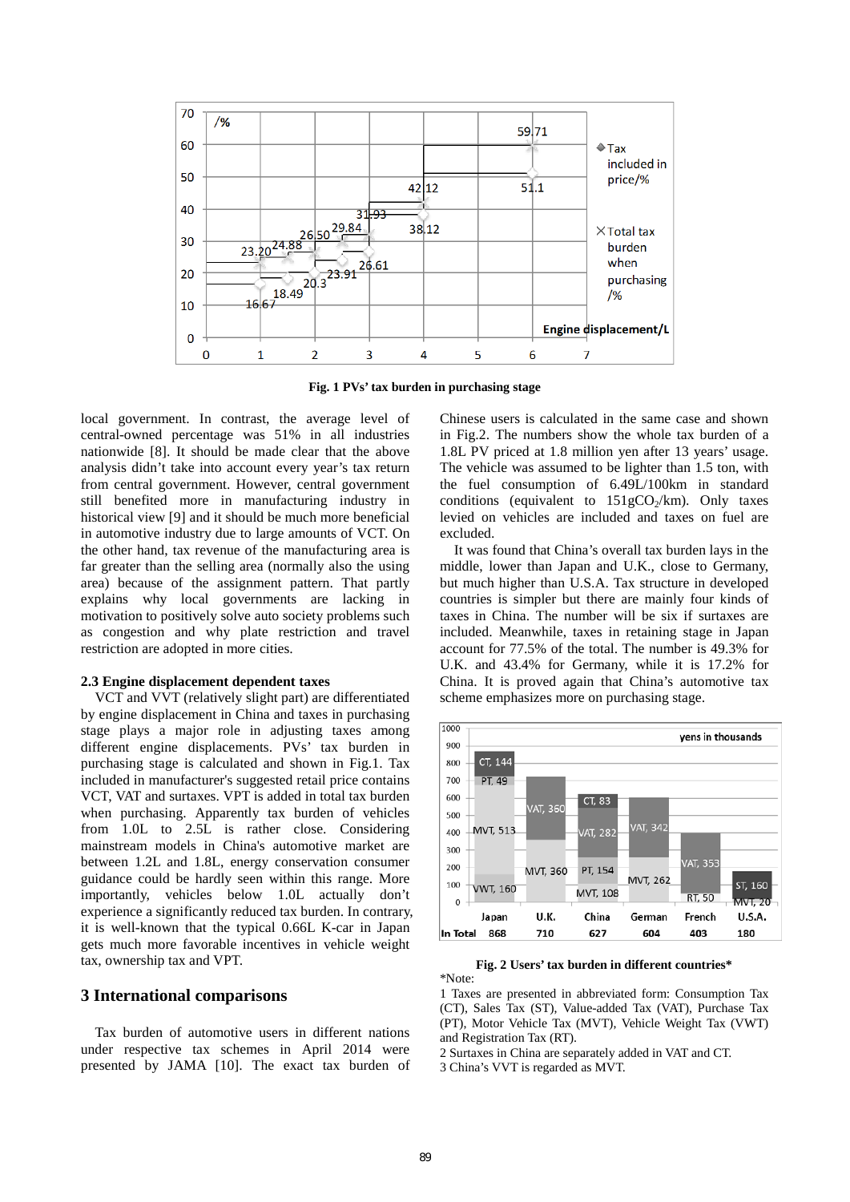Fig. 1 PVs' tax burden in purchasing stage

local government. In contrast, the average level of central-owned percentage was 51% in all industries nationwide [8]. It should be made clear that the above analysis didn't take into account every year's tax return from central government. However, central government still benefited more in manufacturing industry in historical view [9] and it should be much more beneficial in automotive industry due to large amounts of VCT. On the other hand, tax revenue of the manufacturing area is far greater than the selling area (normally also the using area) because of the assignment pattern. That partly explains why local governments are lacking in motivation to positively solve auto society problems such as congestion and why plate restriction and travel restriction are adopted in more cities.

### 2.3 Engine displacement dependent taxes

VCT and VVT (relatively slight part) are differentiated by engine displacement in China and taxes in purchasing stage plays a major role in adjusting taxes among different engine displacements. PVs' tax burden in purchasing stage is calculated and shown in Fig.1. Tax included in manufacturer's suggested retail price contains VCT, VAT and surtaxes. VPT is added in total tax burden when purchasing. Apparently tax burden of vehicles from 1.0L to 2.5L is rather close. Considering mainstream models in China's automotive market are between 1.2L and 1.8L, energy conservation consumer guidance could be hardly seen within this range. More importantly, vehicles below 1.0L actually don't experience a significantly reduced tax burden. In contrary, it is well-known that the typical 0.66L K-car in Japan gets much more favorable incentives in vehicle weight tax, ownership tax and VPT.

## 3 International comparisons

Tax burden of automotive users in different nations under respective tax schemes in April 2014 were presented by JAMA [10]. The exact tax burden of Chinese users is calculated in the same case and shown in Fig.2. The numbers show the whole tax burden of a 1.8L PV priced at 1.8 million yen after 13 years' usage. The vehicle was assumed to be lighter than 1.5 ton, with the fuel consumption of 6.49L/100km in standard conditions (equivalent to 151g$CO_2$/km). Only taxes levied on vehicles are included and taxes on fuel are excluded.

It was found that China's overall tax burden lays in the middle, lower than Japan and U.K., close to Germany, but much higher than U.S.A. Tax structure in developed countries is simpler but there are mainly four kinds of taxes in China. The number will be six if surtaxes are included. Meanwhile, taxes in retaining stage in Japan account for 77.5% of the total. The number is 49.3% for U.K. and 43.4% for Germany, while it is 17.2% for China. It is proved again that China's automotive tax scheme emphasizes more on purchasing stage.

Fig. 2 Users' tax burden in different countries*

*Note:

1 Taxes are presented in abbreviated form: Consumption Tax (CT), Sales Tax (ST), Value-added Tax (VAT), Purchase Tax (PT), Motor Vehicle Tax (MVT), Vehicle Weight Tax (VWT) and Registration Tax (RT).

2 Surtaxes in China are separately added in VAT and CT.

3 China's VVT is regarded as MVT.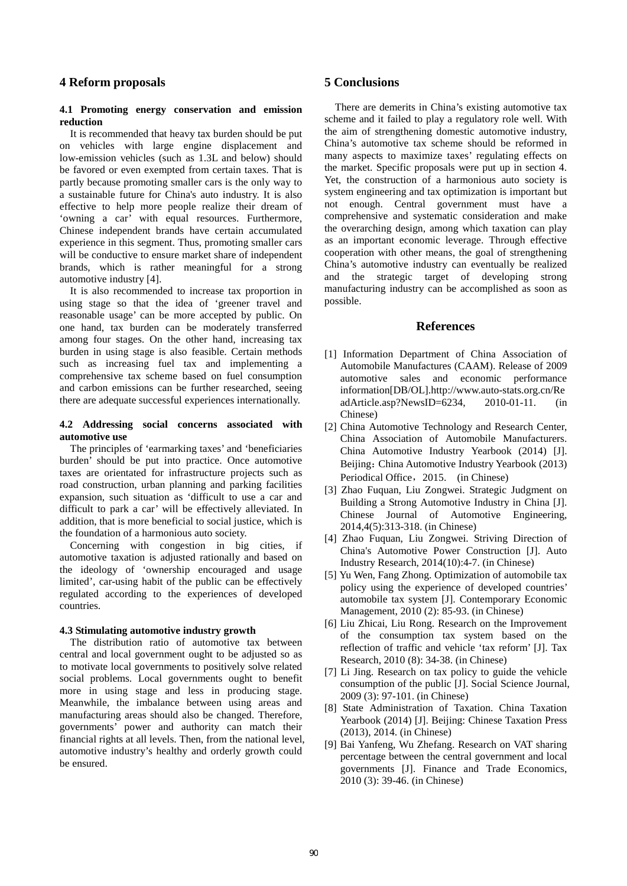## 4 Reform proposals

### 4.1 Promoting energy conservation and emission reduction

It is recommended that heavy tax burden should be put on vehicles with large engine displacement and low-emission vehicles (such as 1.3L and below) should be favored or even exempted from certain taxes. That is partly because promoting smaller cars is the only way to a sustainable future for China's auto industry. It is also effective to help more people realize their dream of 'owning a car' with equal resources. Furthermore, Chinese independent brands have certain accumulated experience in this segment. Thus, promoting smaller cars will be conductive to ensure market share of independent brands, which is rather meaningful for a strong automotive industry [4].

It is also recommended to increase tax proportion in using stage so that the idea of 'greener travel and reasonable usage' can be more accepted by public. On one hand, tax burden can be moderately transferred among four stages. On the other hand, increasing tax burden in using stage is also feasible. Certain methods such as increasing fuel tax and implementing a comprehensive tax scheme based on fuel consumption and carbon emissions can be further researched, seeing there are adequate successful experiences internationally.

### 4.2 Addressing social concerns associated with automotive use

The principles of 'earmarking taxes' and 'beneficiaries burden' should be put into practice. Once automotive taxes are orientated for infrastructure projects such as road construction, urban planning and parking facilities expansion, such situation as 'difficult to use a car and difficult to park a car' will be effectively alleviated. In addition, that is more beneficial to social justice, which is the foundation of a harmonious auto society.

Concerning with congestion in big cities, if automotive taxation is adjusted rationally and based on the ideology of 'ownership encouraged and usage limited', car-using habit of the public can be effectively regulated according to the experiences of developed countries.

### 4.3 Stimulating automotive industry growth

The distribution ratio of automotive tax between central and local government ought to be adjusted so as to motivate local governments to positively solve related social problems. Local governments ought to benefit more in using stage and less in producing stage. Meanwhile, the imbalance between using areas and manufacturing areas should also be changed. Therefore, governments' power and authority can match their financial rights at all levels. Then, from the national level, automotive industry's healthy and orderly growth could be ensured.

## 5 Conclusions

There are demerits in China's existing automotive tax scheme and it failed to play a regulatory role well. With the aim of strengthening domestic automotive industry, China's automotive tax scheme should be reformed in many aspects to maximize taxes' regulating effects on the market. Specific proposals were put up in section 4. Yet, the construction of a harmonious auto society is system engineering and tax optimization is important but not enough. Central government must have a comprehensive and systematic consideration and make the overarching design, among which taxation can play as an important economic leverage. Through effective cooperation with other means, the goal of strengthening China's automotive industry can eventually be realized and the strategic target of developing strong manufacturing industry can be accomplished as soon as possible.

## References

[1] Information Department of China Association of Automobile Manufactures (CAAM). Release of 2009 automotive sales and economic performance information[DB/OL].http://www.auto-stats.org.cn/ReadArticle.asp?NewsID=6234, 2010-01-11. (in Chinese)

[2] China Automotive Technology and Research Center, China Association of Automobile Manufacturers. China Automotive Industry Yearbook (2014) [J]. Beijing：China Automotive Industry Yearbook (2013) Periodical Office，2015. (in Chinese)

[3] Zhao Fuquan, Liu Zongwei. Strategic Judgment on Building a Strong Automotive Industry in China [J]. Chinese Journal of Automotive Engineering, 2014,4(5):313-318. (in Chinese)

[4] Zhao Fuquan, Liu Zongwei. Striving Direction of China's Automotive Power Construction [J]. Auto Industry Research, 2014(10):4-7. (in Chinese)

[5] Yu Wen, Fang Zhong. Optimization of automobile tax policy using the experience of developed countries' automobile tax system [J]. Contemporary Economic Management, 2010 (2): 85-93. (in Chinese)

[6] Liu Zhicai, Liu Rong. Research on the Improvement of the consumption tax system based on the reflection of traffic and vehicle 'tax reform' [J]. Tax Research, 2010 (8): 34-38. (in Chinese)

[7] Li Jing. Research on tax policy to guide the vehicle consumption of the public [J]. Social Science Journal, 2009 (3): 97-101. (in Chinese)

[8] State Administration of Taxation. China Taxation Yearbook (2014) [J]. Beijing: Chinese Taxation Press (2013), 2014. (in Chinese)

[9] Bai Yanfeng, Wu Zhefang. Research on VAT sharing percentage between the central government and local governments [J]. Finance and Trade Economics, 2010 (3): 39-46. (in Chinese)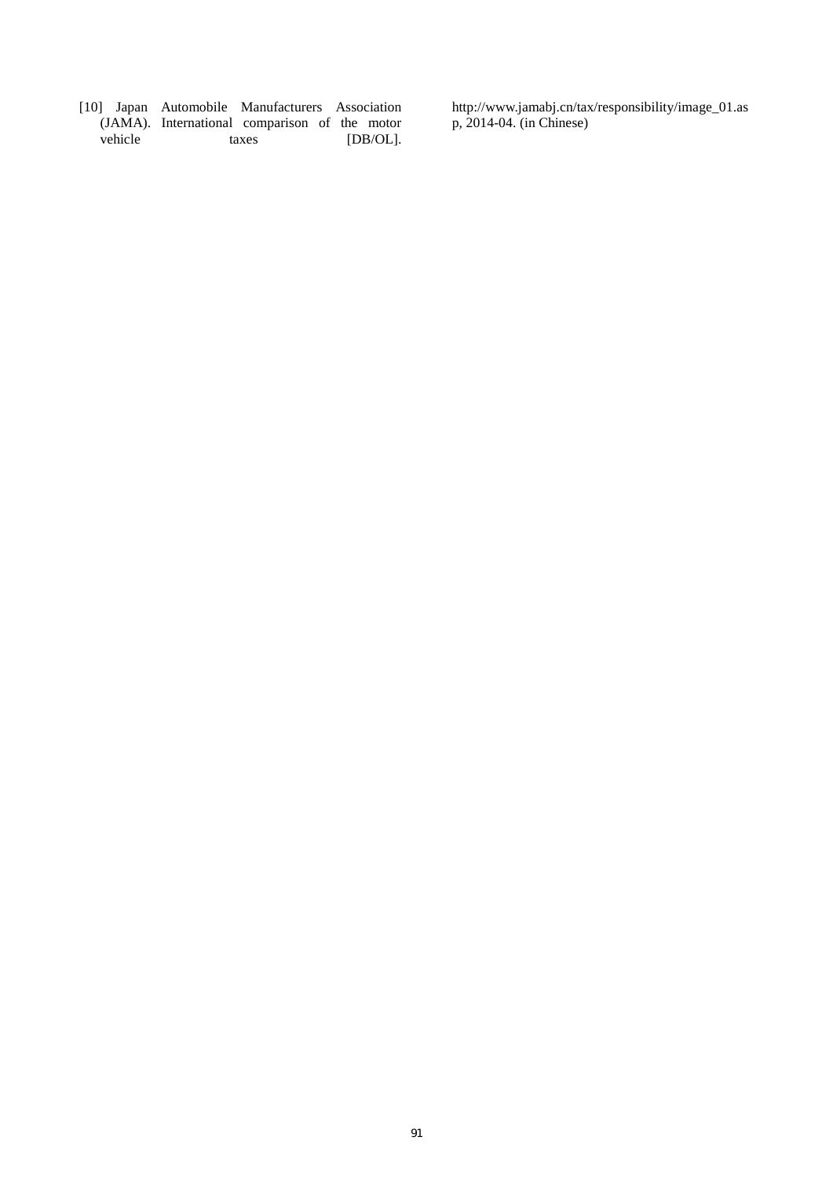[10] Japan Automobile Manufacturers Association (JAMA). International comparison of the motor vehicle taxes [DB/OL]. http://www.jamabj.cn/tax/responsibility/image_01.asp, 2014-04. (in Chinese)